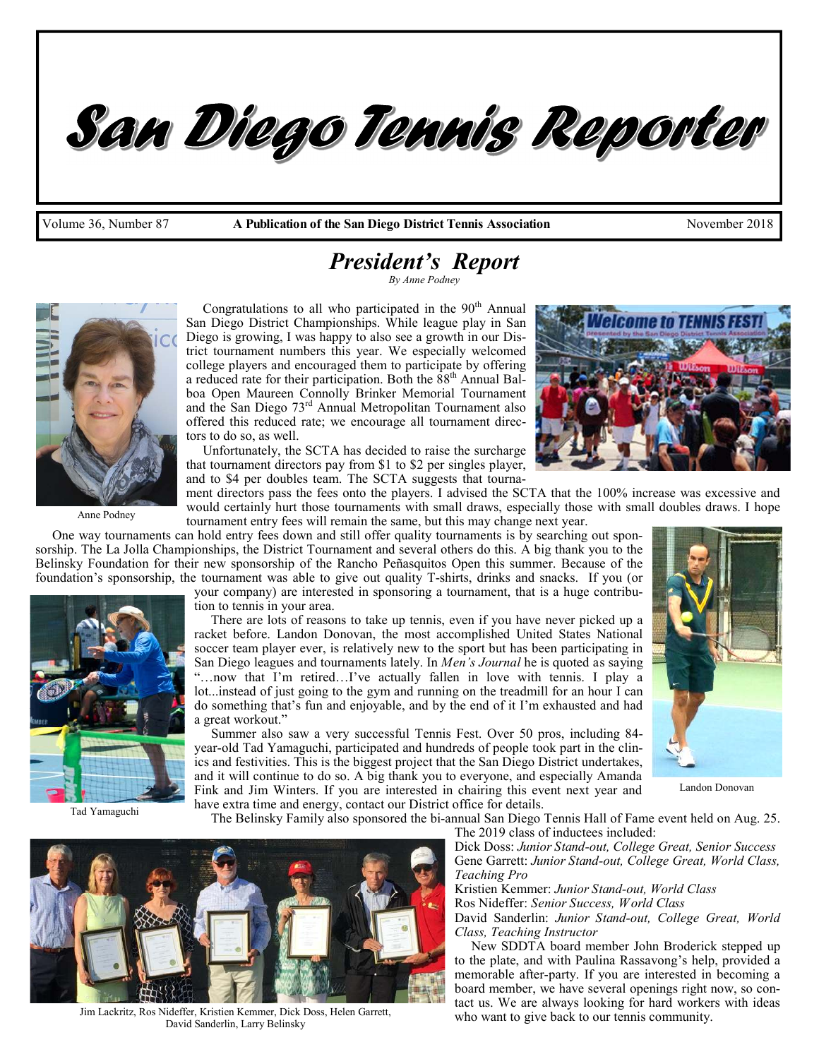# San Diego Tennis Reporter

Volume 36, Number 87 | **A Publication of the San Diego District Tennis Association** | November 2018

## *President's Report*

*By Anne Podney*

Anne Podney

Congratulations to all who participated in the 90th Annual San Diego District Championships. While league play in San Diego is growing, I was happy to also see a growth in our District tournament numbers this year. We especially welcomed college players and encouraged them to participate by offering a reduced rate for their participation. Both the 88th Annual Balboa Open Maureen Connolly Brinker Memorial Tournament and the San Diego 73rd Annual Metropolitan Tournament also offered this reduced rate; we encourage all tournament directors to do so, as well.

Unfortunately, the SCTA has decided to raise the surcharge that tournament directors pay from $1 to $2 per singles player, and to $4 per doubles team. The SCTA suggests that tournament directors pass the fees onto the players. I advised the SCTA that the 100% increase was excessive and would certainly hurt those tournaments with small draws, especially those with small doubles draws. I hope tournament entry fees will remain the same, but this may change next year.

One way tournaments can hold entry fees down and still offer quality tournaments is by searching out sponsorship. The La Jolla Championships, the District Tournament and several others do this. A big thank you to the Belinsky Foundation for their new sponsorship of the Rancho Peñasquitos Open this summer. Because of the foundation's sponsorship, the tournament was able to give out quality T-shirts, drinks and snacks. If you (or your company) are interested in sponsoring a tournament, that is a huge contribution to tennis in your area.

There are lots of reasons to take up tennis, even if you have never picked up a racket before. Landon Donovan, the most accomplished United States National soccer team player ever, is relatively new to the sport but has been participating in San Diego leagues and tournaments lately. In *Men's Journal* he is quoted as saying "…now that I'm retired…I've actually fallen in love with tennis. I play a lot...instead of just going to the gym and running on the treadmill for an hour I can do something that's fun and enjoyable, and by the end of it I'm exhausted and had a great workout."

Tad Yamaguchi

Landon Donovan

Summer also saw a very successful Tennis Fest. Over 50 pros, including 84-year-old Tad Yamaguchi, participated and hundreds of people took part in the clinics and festivities. This is the biggest project that the San Diego District undertakes, and it will continue to do so. A big thank you to everyone, and especially Amanda Fink and Jim Winters. If you are interested in chairing this event next year and have extra time and energy, contact our District office for details.

The Belinsky Family also sponsored the bi-annual San Diego Tennis Hall of Fame event held on Aug. 25. The 2019 class of inductees included:

Dick Doss: *Junior Stand-out, College Great, Senior Success*
Gene Garrett: *Junior Stand-out, College Great, World Class, Teaching Pro*
Kristien Kemmer: *Junior Stand-out, World Class*
Ros Nideffer: *Senior Success, World Class*
David Sanderlin: *Junior Stand-out, College Great, World Class, Teaching Instructor*

Jim Lackritz, Ros Nideffer, Kristien Kemmer, Dick Doss, Helen Garrett, David Sanderlin, Larry Belinsky

New SDDTA board member John Broderick stepped up to the plate, and with Paulina Rassavong's help, provided a memorable after-party. If you are interested in becoming a board member, we have several openings right now, so contact us. We are always looking for hard workers with ideas who want to give back to our tennis community.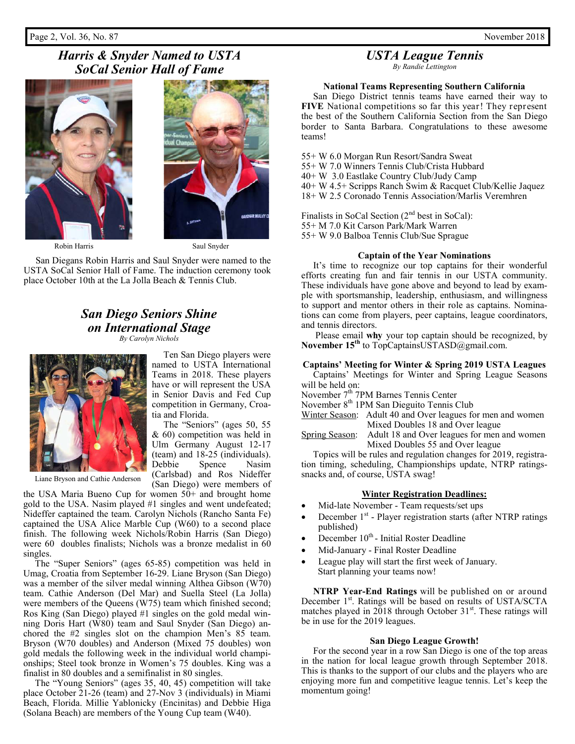## *Harris & Snyder Named to USTA SoCal Senior Hall of Fame*

Robin Harris

Saul Snyder

San Diegans Robin Harris and Saul Snyder were named to the USTA SoCal Senior Hall of Fame. The induction ceremony took place October 10th at the La Jolla Beach & Tennis Club.

## *San Diego Seniors Shine on International Stage*

*By Carolyn Nichols*

Liane Bryson and Cathie Anderson

Ten San Diego players were named to USTA International Teams in 2018. These players have or will represent the USA in Senior Davis and Fed Cup competition in Germany, Croatia and Florida.

The "Seniors" (ages 50, 55 & 60) competition was held in Ulm Germany August 12-17 (team) and 18-25 (individuals). Debbie Spence Nasim (Carlsbad) and Ros Nideffer (San Diego) were members of the USA Maria Bueno Cup for women 50+ and brought home gold to the USA. Nasim played #1 singles and went undefeated; Nideffer captained the team. Carolyn Nichols (Rancho Santa Fe) captained the USA Alice Marble Cup (W60) to a second place finish. The following week Nichols/Robin Harris (San Diego) were 60 doubles finalists; Nichols was a bronze medalist in 60 singles.

The "Super Seniors" (ages 65-85) competition was held in Umag, Croatia from September 16-29. Liane Bryson (San Diego) was a member of the silver medal winning Althea Gibson (W70) team. Cathie Anderson (Del Mar) and Suella Steel (La Jolla) were members of the Queens (W75) team which finished second; Ros King (San Diego) played #1 singles on the gold medal winning Doris Hart (W80) team and Saul Snyder (San Diego) anchored the #2 singles slot on the champion Men's 85 team. Bryson (W70 doubles) and Anderson (Mixed 75 doubles) won gold medals the following week in the individual world championships; Steel took bronze in Women's 75 doubles. King was a finalist in 80 doubles and a semifinalist in 80 singles.

The "Young Seniors" (ages 35, 40, 45) competition will take place October 21-26 (team) and 27-Nov 3 (individuals) in Miami Beach, Florida. Millie Yablonicky (Encinitas) and Debbie Higa (Solana Beach) are members of the Young Cup team (W40).

## *USTA League Tennis*

*By Randie Lettington*

### National Teams Representing Southern California

San Diego District tennis teams have earned their way to **FIVE** National competitions so far this year! They represent the best of the Southern California Section from the San Diego border to Santa Barbara. Congratulations to these awesome teams!

55+ W 6.0 Morgan Run Resort/Sandra Sweat
55+ W 7.0 Winners Tennis Club/Crista Hubbard
40+ W 3.0 Eastlake Country Club/Judy Camp
40+ W 4.5+ Scripps Ranch Swim & Racquet Club/Kellie Jaquez
18+ W 2.5 Coronado Tennis Association/Marlis Veremhren

Finalists in SoCal Section (2nd best in SoCal):
55+ M 7.0 Kit Carson Park/Mark Warren
55+ W 9.0 Balboa Tennis Club/Sue Sprague

### Captain of the Year Nominations

It's time to recognize our top captains for their wonderful efforts creating fun and fair tennis in our USTA community. These individuals have gone above and beyond to lead by example with sportsmanship, leadership, enthusiasm, and willingness to support and mentor others in their role as captains. Nominations can come from players, peer captains, league coordinators, and tennis directors.

Please email **why** your top captain should be recognized, by **November 15th** to TopCaptainsUSTASD@gmail.com.

### Captains' Meeting for Winter & Spring 2019 USTA Leagues

Captains' Meetings for Winter and Spring League Seasons will be held on:
November 7th 7PM Barnes Tennis Center
November 8th 1PM San Dieguito Tennis Club
Winter Season: Adult 40 and Over leagues for men and women
Mixed Doubles 18 and Over league
Spring Season: Adult 18 and Over leagues for men and women
Mixed Doubles 55 and Over league

Topics will be rules and regulation changes for 2019, registration timing, scheduling, Championships update, NTRP ratings-snacks and, of course, USTA swag!

### Winter Registration Deadlines:

- Mid-late November - Team requests/set ups
- December 1st - Player registration starts (after NTRP ratings published)
- December 10th - Initial Roster Deadline
- Mid-January - Final Roster Deadline
- League play will start the first week of January. Start planning your teams now!

**NTRP Year-End Ratings** will be published on or around December 1st. Ratings will be based on results of USTA/SCTA matches played in 2018 through October 31st. These ratings will be in use for the 2019 leagues.

### San Diego League Growth!

For the second year in a row San Diego is one of the top areas in the nation for local league growth through September 2018. This is thanks to the support of our clubs and the players who are enjoying more fun and competitive league tennis. Let's keep the momentum going!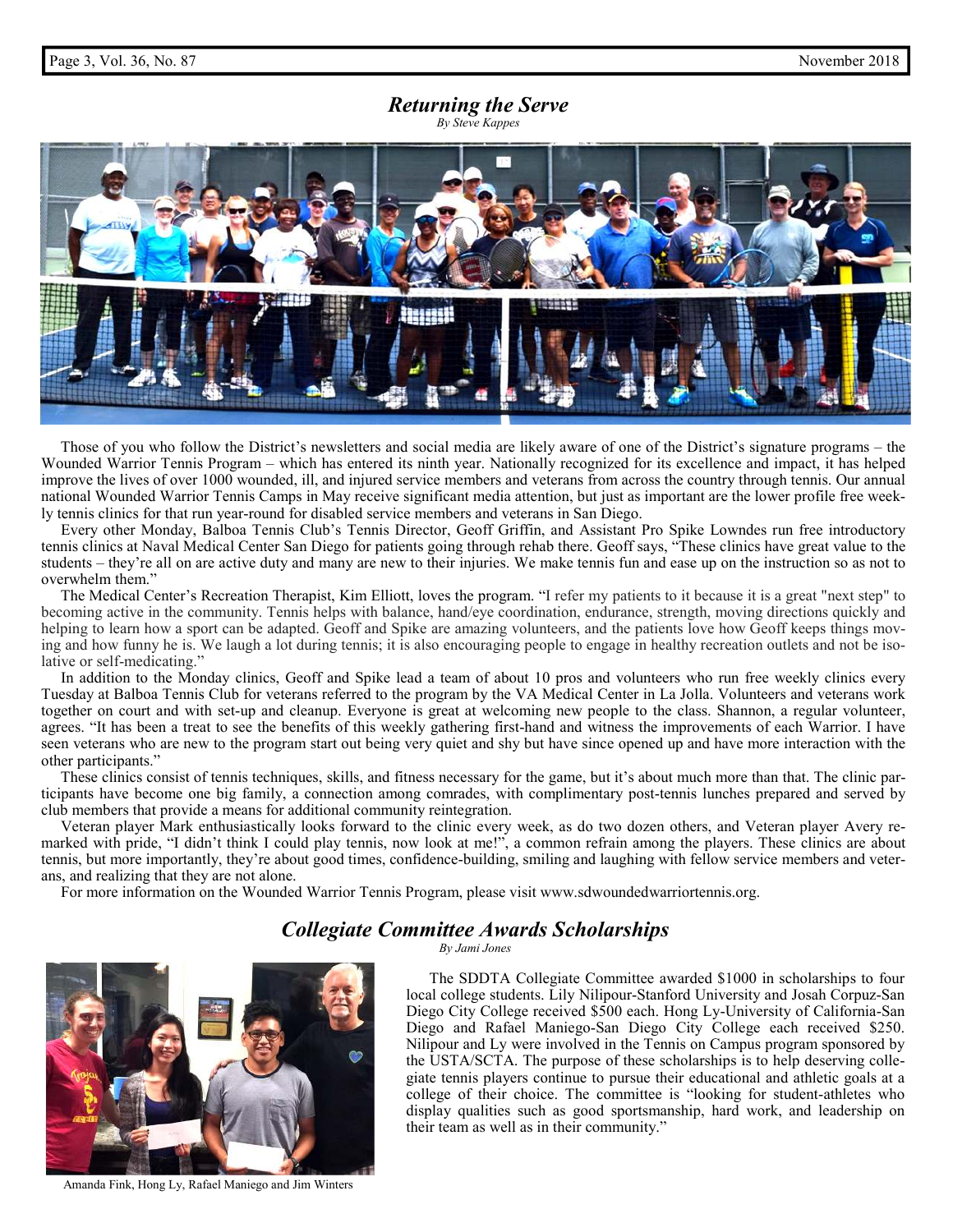## *Returning the Serve*

*By Steve Kappes*

Those of you who follow the District's newsletters and social media are likely aware of one of the District's signature programs – the Wounded Warrior Tennis Program – which has entered its ninth year. Nationally recognized for its excellence and impact, it has helped improve the lives of over 1000 wounded, ill, and injured service members and veterans from across the country through tennis. Our annual national Wounded Warrior Tennis Camps in May receive significant media attention, but just as important are the lower profile free weekly tennis clinics for that run year-round for disabled service members and veterans in San Diego.

Every other Monday, Balboa Tennis Club's Tennis Director, Geoff Griffin, and Assistant Pro Spike Lowndes run free introductory tennis clinics at Naval Medical Center San Diego for patients going through rehab there. Geoff says, "These clinics have great value to the students – they're all on are active duty and many are new to their injuries. We make tennis fun and ease up on the instruction so as not to overwhelm them."

The Medical Center's Recreation Therapist, Kim Elliott, loves the program. "I refer my patients to it because it is a great "next step" to becoming active in the community. Tennis helps with balance, hand/eye coordination, endurance, strength, moving directions quickly and helping to learn how a sport can be adapted. Geoff and Spike are amazing volunteers, and the patients love how Geoff keeps things moving and how funny he is. We laugh a lot during tennis; it is also encouraging people to engage in healthy recreation outlets and not be isolative or self-medicating."

In addition to the Monday clinics, Geoff and Spike lead a team of about 10 pros and volunteers who run free weekly clinics every Tuesday at Balboa Tennis Club for veterans referred to the program by the VA Medical Center in La Jolla. Volunteers and veterans work together on court and with set-up and cleanup. Everyone is great at welcoming new people to the class. Shannon, a regular volunteer, agrees. "It has been a treat to see the benefits of this weekly gathering first-hand and witness the improvements of each Warrior. I have seen veterans who are new to the program start out being very quiet and shy but have since opened up and have more interaction with the other participants."

These clinics consist of tennis techniques, skills, and fitness necessary for the game, but it's about much more than that. The clinic participants have become one big family, a connection among comrades, with complimentary post-tennis lunches prepared and served by club members that provide a means for additional community reintegration.

Veteran player Mark enthusiastically looks forward to the clinic every week, as do two dozen others, and Veteran player Avery remarked with pride, "I didn't think I could play tennis, now look at me!", a common refrain among the players. These clinics are about tennis, but more importantly, they're about good times, confidence-building, smiling and laughing with fellow service members and veterans, and realizing that they are not alone.

For more information on the Wounded Warrior Tennis Program, please visit www.sdwoundedwarriortennis.org.

## *Collegiate Committee Awards Scholarships*

*By Jami Jones*

The SDDTA Collegiate Committee awarded $1000 in scholarships to four local college students. Lily Nilipour-Stanford University and Josah Corpuz-San Diego City College received $500 each. Hong Ly-University of California-San Diego and Rafael Maniego-San Diego City College each received $250. Nilipour and Ly were involved in the Tennis on Campus program sponsored by the USTA/SCTA. The purpose of these scholarships is to help deserving collegiate tennis players continue to pursue their educational and athletic goals at a college of their choice. The committee is "looking for student-athletes who display qualities such as good sportsmanship, hard work, and leadership on their team as well as in their community."

Amanda Fink, Hong Ly, Rafael Maniego and Jim Winters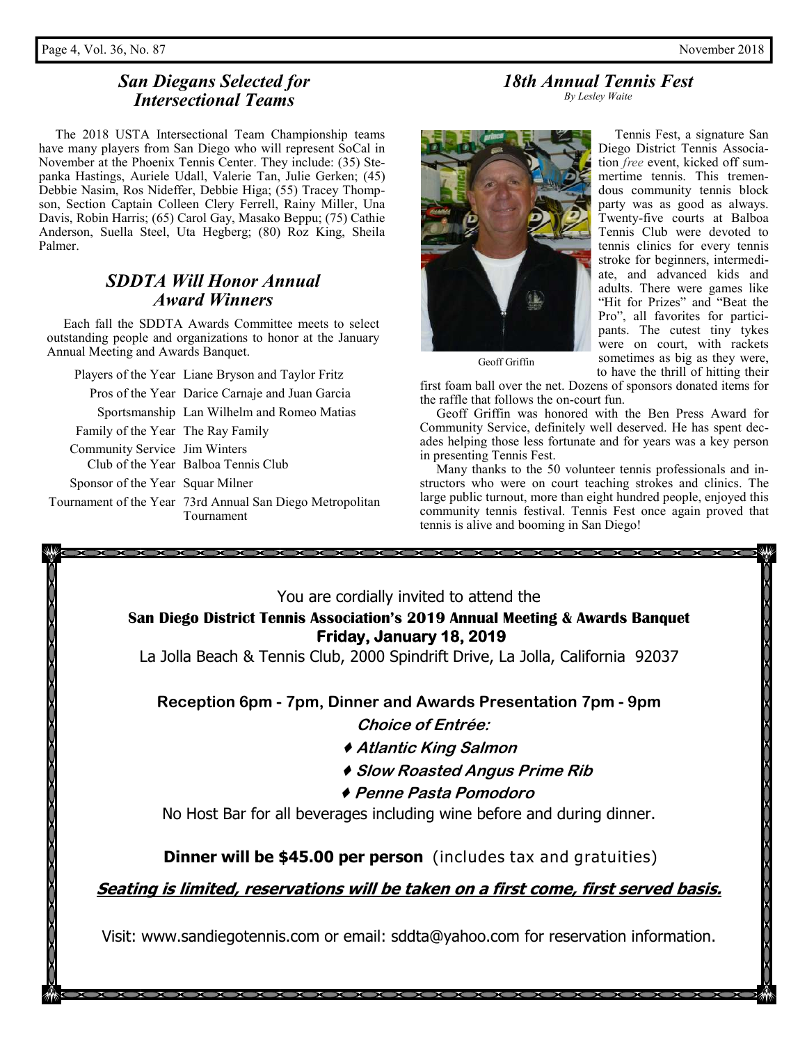## *San Diegans Selected for Intersectional Teams*

The 2018 USTA Intersectional Team Championship teams have many players from San Diego who will represent SoCal in November at the Phoenix Tennis Center. They include: (35) Stepanka Hastings, Auriele Udall, Valerie Tan, Julie Gerken; (45) Debbie Nasim, Ros Nideffer, Debbie Higa; (55) Tracey Thompson, Section Captain Colleen Clery Ferrell, Rainy Miller, Una Davis, Robin Harris; (65) Carol Gay, Masako Beppu; (75) Cathie Anderson, Suella Steel, Uta Hegberg; (80) Roz King, Sheila Palmer.

## *SDDTA Will Honor Annual Award Winners*

Each fall the SDDTA Awards Committee meets to select outstanding people and organizations to honor at the January Annual Meeting and Awards Banquet.

| | |
|---|---|
| Players of the Year | Liane Bryson and Taylor Fritz |
| Pros of the Year | Darice Carnaje and Juan Garcia |
| Sportsmanship | Lan Wilhelm and Romeo Matias |
| Family of the Year | The Ray Family |
| Community Service | Jim Winters |
| Club of the Year | Balboa Tennis Club |
| Sponsor of the Year | Squar Milner |
| Tournament of the Year | 73rd Annual San Diego Metropolitan Tournament |

## *18th Annual Tennis Fest*

*By Lesley Waite*

Geoff Griffin

Tennis Fest, a signature San Diego District Tennis Association *free* event, kicked off summertime tennis. This tremendous community tennis block party was as good as always. Twenty-five courts at Balboa Tennis Club were devoted to tennis clinics for every tennis stroke for beginners, intermediate, and advanced kids and adults. There were games like "Hit for Prizes" and "Beat the Pro", all favorites for participants. The cutest tiny tykes were on court, with rackets sometimes as big as they were, to have the thrill of hitting their first foam ball over the net. Dozens of sponsors donated items for the raffle that follows the on-court fun.

Geoff Griffin was honored with the Ben Press Award for Community Service, definitely well deserved. He has spent decades helping those less fortunate and for years was a key person in presenting Tennis Fest.

Many thanks to the 50 volunteer tennis professionals and instructors who were on court teaching strokes and clinics. The large public turnout, more than eight hundred people, enjoyed this community tennis festival. Tennis Fest once again proved that tennis is alive and booming in San Diego!

---

You are cordially invited to attend the

**San Diego District Tennis Association's 2019 Annual Meeting & Awards Banquet**

**Friday, January 18, 2019**

La Jolla Beach & Tennis Club, 2000 Spindrift Drive, La Jolla, California 92037

**Reception 6pm - 7pm, Dinner and Awards Presentation 7pm - 9pm**

***Choice of Entrée:***

- ***Atlantic King Salmon***
- ***Slow Roasted Angus Prime Rib***
- ***Penne Pasta Pomodoro***

No Host Bar for all beverages including wine before and during dinner.

**Dinner will be $45.00 per person** (includes tax and gratuities)

***Seating is limited, reservations will be taken on a first come, first served basis.***

Visit: www.sandiegotennis.com or email: sddta@yahoo.com for reservation information.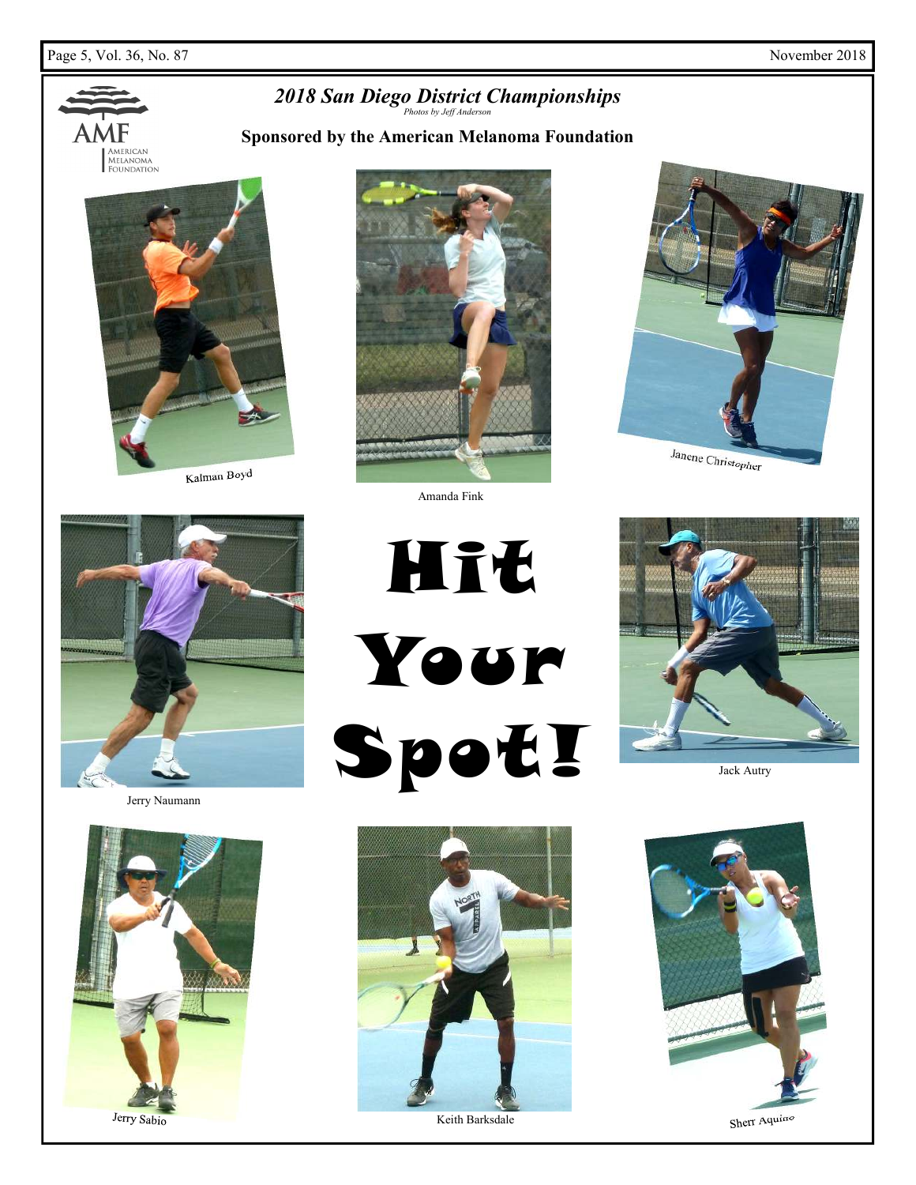## *2018 San Diego District Championships*

*Photos by Jeff Anderson*

**Sponsored by the American Melanoma Foundation**

AMF AMERICAN MELANOMA FOUNDATION

Kalman Boyd

Amanda Fink

Janene Christopher

# Hit Your Spot!

Jerry Naumann

Jack Autry

Jerry Sabio

Keith Barksdale

Sherr Aquino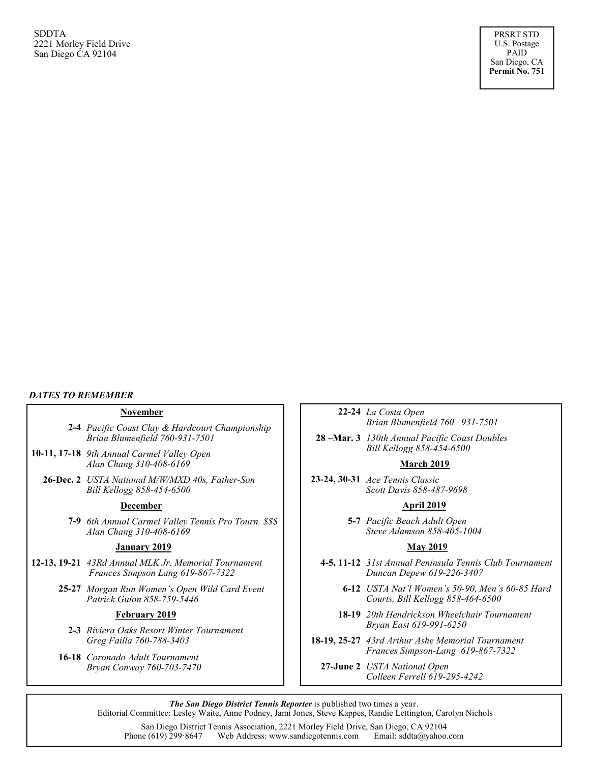SDDTA
2221 Morley Field Drive
San Diego CA 92104

PRSRT STD
U.S. Postage
PAID
San Diego, CA
**Permit No. 751**

***DATES TO REMEMBER***

**November**

**2-4** *Pacific Coast Clay & Hardcourt Championship*
*Brian Blumenfield 760-931-7501*

**10-11, 17-18** *9th Annual Carmel Valley Open*
*Alan Chang 310-408-6169*

**26-Dec. 2** *USTA National M/W/MXD 40s, Father-Son*
*Bill Kellogg 858-454-6500*

**December**

**7-9** *6th Annual Carmel Valley Tennis Pro Tourn. $$$*
*Alan Chang 310-408-6169*

**January 2019**

**12-13, 19-21** *43Rd Annual MLK Jr. Memorial Tournament*
*Frances Simpson Lang 619-867-7322*

**25-27** *Morgan Run Women's Open Wild Card Event*
*Patrick Guion 858-759-5446*

**February 2019**

**2-3** *Riviera Oaks Resort Winter Tournament*
*Greg Failla 760-788-3403*

**16-18** *Coronado Adult Tournament*
*Bryan Conway 760-703-7470*

**22-24** *La Costa Open*
*Brian Blumenfield 760– 931-7501*

**28 –Mar. 3** *130th Annual Pacific Coast Doubles*
*Bill Kellogg 858-454-6500*

**March 2019**

**23-24, 30-31** *Ace Tennis Classic*
*Scott Davis 858-487-9698*

**April 2019**

**5-7** *Pacific Beach Adult Open*
*Steve Adamson 858-405-1004*

**May 2019**

**4-5, 11-12** *31st Annual Peninsula Tennis Club Tournament*
*Duncan Depew 619-226-3407*

**6-12** *USTA Nat'l Women's 50-90, Men's 60-85 Hard Courts, Bill Kellogg 858-464-6500*

**18-19** *20th Hendrickson Wheelchair Tournament*
*Bryan East 619-991-6250*

**18-19, 25-27** *43rd Arthur Ashe Memorial Tournament*
*Frances Simpson-Lang 619-867-7322*

**27-June 2** *USTA National Open*
*Colleen Ferrell 619-295-4242*

***The San Diego District Tennis Reporter*** is published two times a year.
Editorial Committee: Lesley Waite, Anne Podney, Jami Jones, Steve Kappes, Randie Lettington, Carolyn Nichols

San Diego District Tennis Association, 2221 Morley Field Drive, San Diego, CA 92104
Phone (619) 299·8647 Web Address: www.sandiegotennis.com Email: sddta@yahoo.com